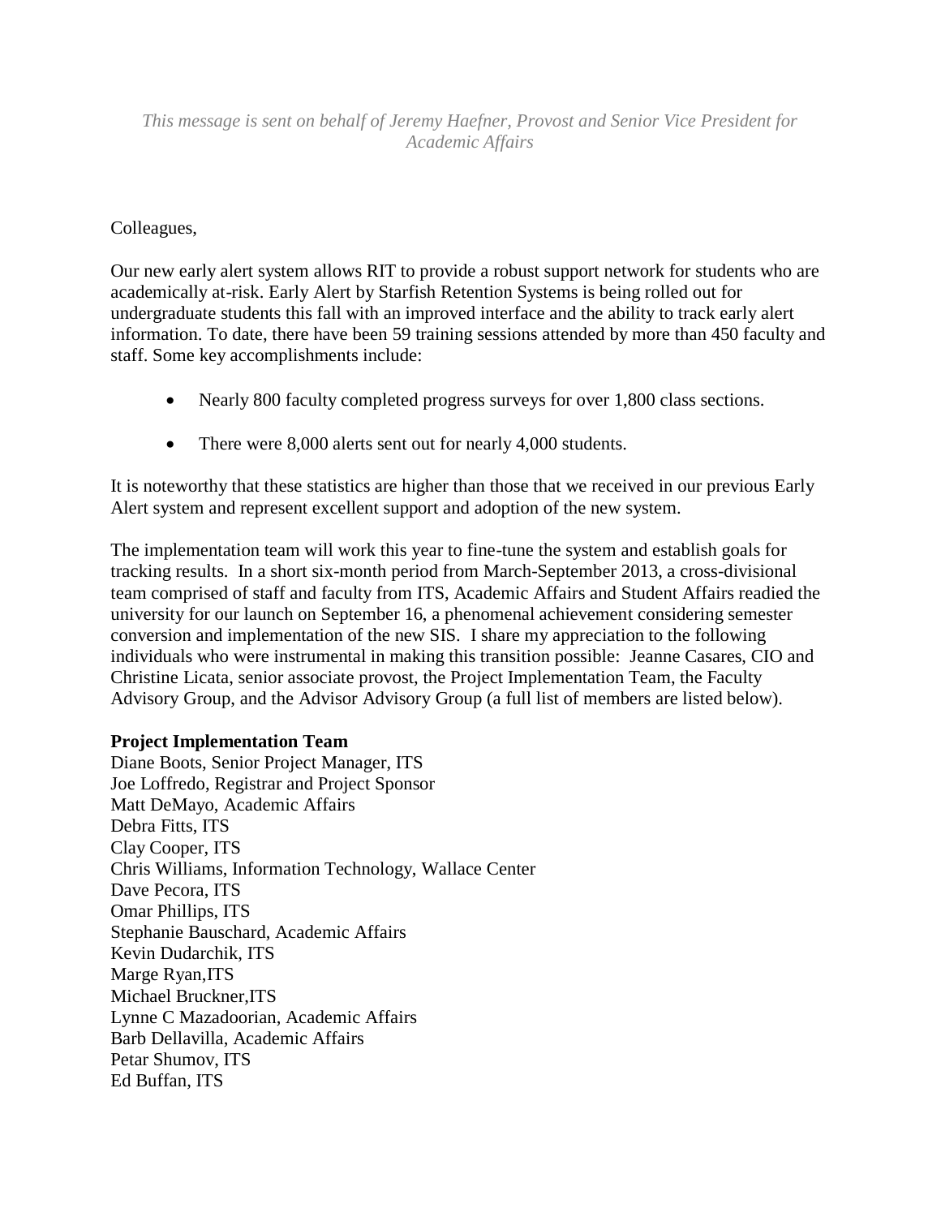*This message is sent on behalf of Jeremy Haefner, Provost and Senior Vice President for Academic Affairs*

Colleagues,

Our new early alert system allows RIT to provide a robust support network for students who are academically at-risk. Early Alert by Starfish Retention Systems is being rolled out for undergraduate students this fall with an improved interface and the ability to track early alert information. To date, there have been 59 training sessions attended by more than 450 faculty and staff. Some key accomplishments include:

- Nearly 800 faculty completed progress surveys for over 1,800 class sections.
- There were 8,000 alerts sent out for nearly 4,000 students.

It is noteworthy that these statistics are higher than those that we received in our previous Early Alert system and represent excellent support and adoption of the new system.

The implementation team will work this year to fine-tune the system and establish goals for tracking results. In a short six-month period from March-September 2013, a cross-divisional team comprised of staff and faculty from ITS, Academic Affairs and Student Affairs readied the university for our launch on September 16, a phenomenal achievement considering semester conversion and implementation of the new SIS. I share my appreciation to the following individuals who were instrumental in making this transition possible: Jeanne Casares, CIO and Christine Licata, senior associate provost, the Project Implementation Team, the Faculty Advisory Group, and the Advisor Advisory Group (a full list of members are listed below).

**Project Implementation Team**
Diane Boots, Senior Project Manager, ITS
Joe Loffredo, Registrar and Project Sponsor
Matt DeMayo, Academic Affairs
Debra Fitts, ITS
Clay Cooper, ITS
Chris Williams, Information Technology, Wallace Center
Dave Pecora, ITS
Omar Phillips, ITS
Stephanie Bauschard, Academic Affairs
Kevin Dudarchik, ITS
Marge Ryan,ITS
Michael Bruckner,ITS
Lynne C Mazadoorian, Academic Affairs
Barb Dellavilla, Academic Affairs
Petar Shumov, ITS
Ed Buffan, ITS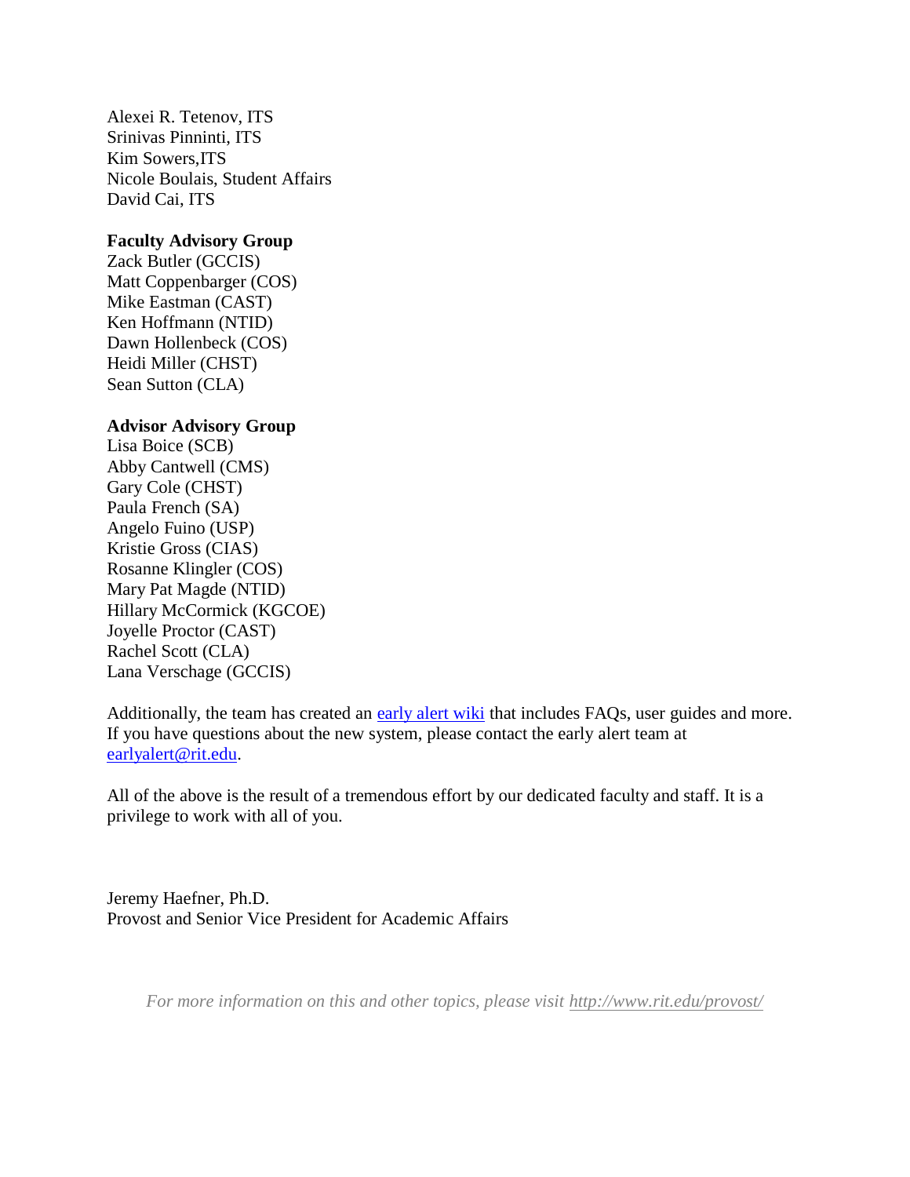Alexei R. Tetenov, ITS
Srinivas Pinninti, ITS
Kim Sowers,ITS
Nicole Boulais, Student Affairs
David Cai, ITS

**Faculty Advisory Group**
Zack Butler (GCCIS)
Matt Coppenbarger (COS)
Mike Eastman (CAST)
Ken Hoffmann (NTID)
Dawn Hollenbeck (COS)
Heidi Miller (CHST)
Sean Sutton (CLA)

**Advisor Advisory Group**
Lisa Boice (SCB)
Abby Cantwell (CMS)
Gary Cole (CHST)
Paula French (SA)
Angelo Fuino (USP)
Kristie Gross (CIAS)
Rosanne Klingler (COS)
Mary Pat Magde (NTID)
Hillary McCormick (KGCOE)
Joyelle Proctor (CAST)
Rachel Scott (CLA)
Lana Verschage (GCCIS)

Additionally, the team has created an early alert wiki that includes FAQs, user guides and more. If you have questions about the new system, please contact the early alert team at earlyalert@rit.edu.

All of the above is the result of a tremendous effort by our dedicated faculty and staff. It is a privilege to work with all of you.

Jeremy Haefner, Ph.D.
Provost and Senior Vice President for Academic Affairs

*For more information on this and other topics, please visit http://www.rit.edu/provost/*